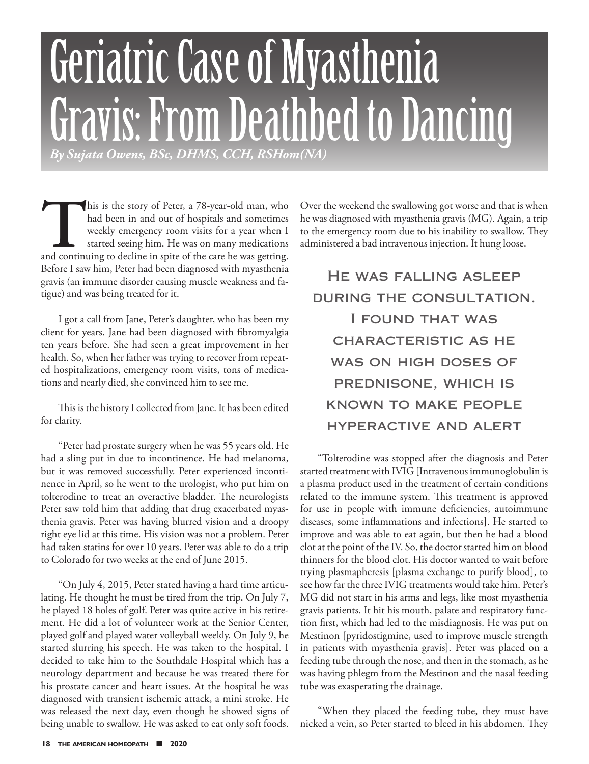# Geriatric Case of Myasthenia Gravis: From Deathbed to Dancing

***By Sujata Owens, BSc, DHMS, CCH, RSHom(NA)***

This is the story of Peter, a 78-year-old man, who had been in and out of hospitals and sometimes weekly emergency room visits for a year when I started seeing him. He was on many medications and continuing to decline in spite of the care he was getting. Before I saw him, Peter had been diagnosed with myasthenia gravis (an immune disorder causing muscle weakness and fatigue) and was being treated for it.

I got a call from Jane, Peter's daughter, who has been my client for years. Jane had been diagnosed with fibromyalgia ten years before. She had seen a great improvement in her health. So, when her father was trying to recover from repeated hospitalizations, emergency room visits, tons of medications and nearly died, she convinced him to see me.

This is the history I collected from Jane. It has been edited for clarity.

"Peter had prostate surgery when he was 55 years old. He had a sling put in due to incontinence. He had melanoma, but it was removed successfully. Peter experienced incontinence in April, so he went to the urologist, who put him on tolterodine to treat an overactive bladder. The neurologists Peter saw told him that adding that drug exacerbated myasthenia gravis. Peter was having blurred vision and a droopy right eye lid at this time. His vision was not a problem. Peter had taken statins for over 10 years. Peter was able to do a trip to Colorado for two weeks at the end of June 2015.

"On July 4, 2015, Peter stated having a hard time articulating. He thought he must be tired from the trip. On July 7, he played 18 holes of golf. Peter was quite active in his retirement. He did a lot of volunteer work at the Senior Center, played golf and played water volleyball weekly. On July 9, he started slurring his speech. He was taken to the hospital. I decided to take him to the Southdale Hospital which has a neurology department and because he was treated there for his prostate cancer and heart issues. At the hospital he was diagnosed with transient ischemic attack, a mini stroke. He was released the next day, even though he showed signs of being unable to swallow. He was asked to eat only soft foods. Over the weekend the swallowing got worse and that is when he was diagnosed with myasthenia gravis (MG). Again, a trip to the emergency room due to his inability to swallow. They administered a bad intravenous injection. It hung loose.

> HE WAS FALLING ASLEEP DURING THE CONSULTATION. I FOUND THAT WAS CHARACTERISTIC AS HE WAS ON HIGH DOSES OF PREDNISONE, WHICH IS KNOWN TO MAKE PEOPLE HYPERACTIVE AND ALERT

"Tolterodine was stopped after the diagnosis and Peter started treatment with IVIG [Intravenous immunoglobulin is a plasma product used in the treatment of certain conditions related to the immune system. This treatment is approved for use in people with immune deficiencies, autoimmune diseases, some inflammations and infections]. He started to improve and was able to eat again, but then he had a blood clot at the point of the IV. So, the doctor started him on blood thinners for the blood clot. His doctor wanted to wait before trying plasmapheresis [plasma exchange to purify blood], to see how far the three IVIG treatments would take him. Peter's MG did not start in his arms and legs, like most myasthenia gravis patients. It hit his mouth, palate and respiratory function first, which had led to the misdiagnosis. He was put on Mestinon [pyridostigmine, used to improve muscle strength in patients with myasthenia gravis]. Peter was placed on a feeding tube through the nose, and then in the stomach, as he was having phlegm from the Mestinon and the nasal feeding tube was exasperating the drainage.

"When they placed the feeding tube, they must have nicked a vein, so Peter started to bleed in his abdomen. They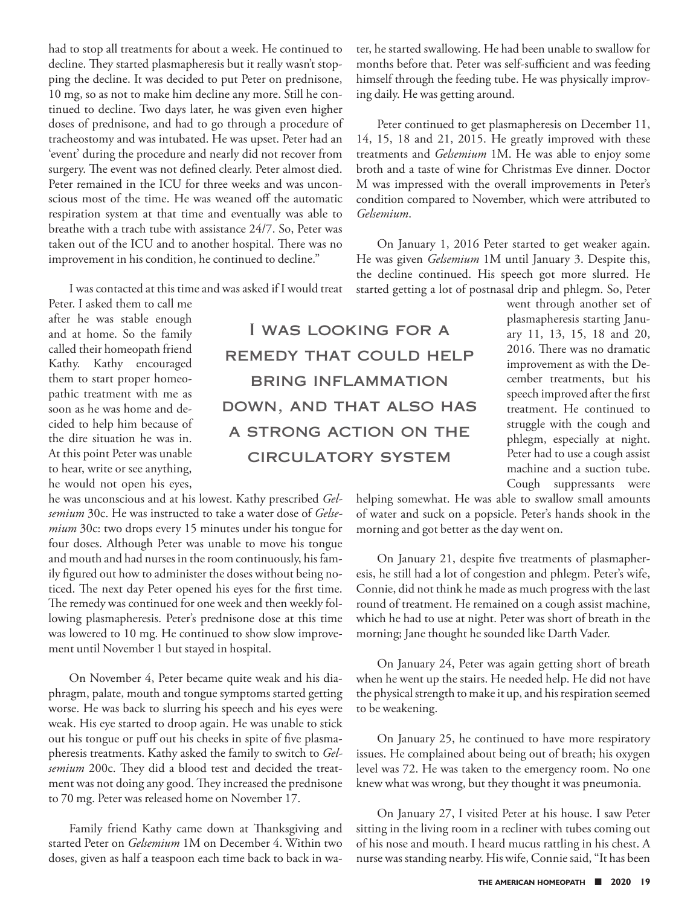had to stop all treatments for about a week. He continued to decline. They started plasmapheresis but it really wasn't stopping the decline. It was decided to put Peter on prednisone, 10 mg, so as not to make him decline any more. Still he continued to decline. Two days later, he was given even higher doses of prednisone, and had to go through a procedure of tracheostomy and was intubated. He was upset. Peter had an 'event' during the procedure and nearly did not recover from surgery. The event was not defined clearly. Peter almost died. Peter remained in the ICU for three weeks and was unconscious most of the time. He was weaned off the automatic respiration system at that time and eventually was able to breathe with a trach tube with assistance 24/7. So, Peter was taken out of the ICU and to another hospital. There was no improvement in his condition, he continued to decline."

I was contacted at this time and was asked if I would treat Peter. I asked them to call me after he was stable enough and at home. So the family called their homeopath friend Kathy. Kathy encouraged them to start proper homeopathic treatment with me as soon as he was home and decided to help him because of the dire situation he was in. At this point Peter was unable to hear, write or see anything, he would not open his eyes, he was unconscious and at his lowest. Kathy prescribed *Gelsemium* 30c. He was instructed to take a water dose of *Gelsemium* 30c: two drops every 15 minutes under his tongue for four doses. Although Peter was unable to move his tongue and mouth and had nurses in the room continuously, his family figured out how to administer the doses without being noticed. The next day Peter opened his eyes for the first time. The remedy was continued for one week and then weekly following plasmapheresis. Peter's prednisone dose at this time was lowered to 10 mg. He continued to show slow improvement until November 1 but stayed in hospital.

On November 4, Peter became quite weak and his diaphragm, palate, mouth and tongue symptoms started getting worse. He was back to slurring his speech and his eyes were weak. His eye started to droop again. He was unable to stick out his tongue or puff out his cheeks in spite of five plasmapheresis treatments. Kathy asked the family to switch to *Gelsemium* 200c. They did a blood test and decided the treatment was not doing any good. They increased the prednisone to 70 mg. Peter was released home on November 17.

Family friend Kathy came down at Thanksgiving and started Peter on *Gelsemium* 1M on December 4. Within two doses, given as half a teaspoon each time back to back in water, he started swallowing. He had been unable to swallow for months before that. Peter was self-sufficient and was feeding himself through the feeding tube. He was physically improving daily. He was getting around.

> I was looking for a remedy that could help bring inflammation down, and that also has a strong action on the circulatory system

Peter continued to get plasmapheresis on December 11, 14, 15, 18 and 21, 2015. He greatly improved with these treatments and *Gelsemium* 1M. He was able to enjoy some broth and a taste of wine for Christmas Eve dinner. Doctor M was impressed with the overall improvements in Peter's condition compared to November, which were attributed to *Gelsemium*.

On January 1, 2016 Peter started to get weaker again. He was given *Gelsemium* 1M until January 3. Despite this, the decline continued. His speech got more slurred. He started getting a lot of postnasal drip and phlegm. So, Peter went through another set of plasmapheresis starting January 11, 13, 15, 18 and 20, 2016. There was no dramatic improvement as with the December treatments, but his speech improved after the first treatment. He continued to struggle with the cough and phlegm, especially at night. Peter had to use a cough assist machine and a suction tube. Cough suppressants were helping somewhat. He was able to swallow small amounts of water and suck on a popsicle. Peter's hands shook in the morning and got better as the day went on.

On January 21, despite five treatments of plasmapheresis, he still had a lot of congestion and phlegm. Peter's wife, Connie, did not think he made as much progress with the last round of treatment. He remained on a cough assist machine, which he had to use at night. Peter was short of breath in the morning; Jane thought he sounded like Darth Vader.

On January 24, Peter was again getting short of breath when he went up the stairs. He needed help. He did not have the physical strength to make it up, and his respiration seemed to be weakening.

On January 25, he continued to have more respiratory issues. He complained about being out of breath; his oxygen level was 72. He was taken to the emergency room. No one knew what was wrong, but they thought it was pneumonia.

On January 27, I visited Peter at his house. I saw Peter sitting in the living room in a recliner with tubes coming out of his nose and mouth. I heard mucus rattling in his chest. A nurse was standing nearby. His wife, Connie said, "It has been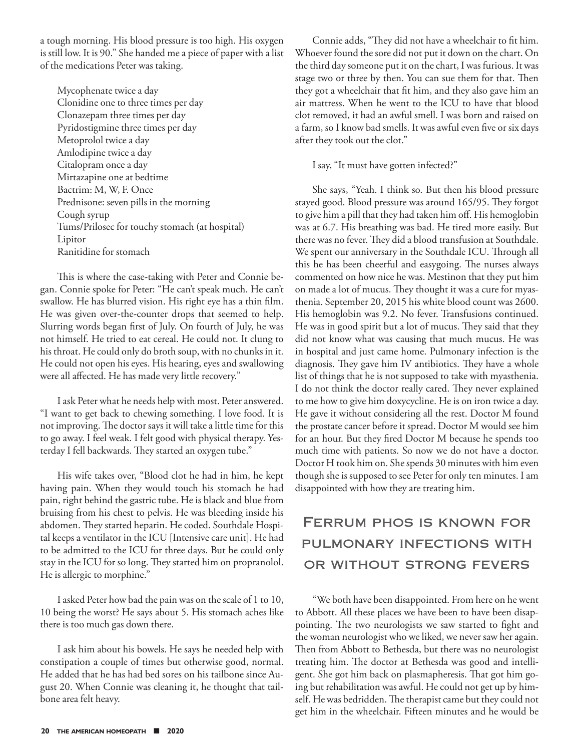a tough morning. His blood pressure is too high. His oxygen is still low. It is 90." She handed me a piece of paper with a list of the medications Peter was taking.

Mycophenate twice a day
Clonidine one to three times per day
Clonazepam three times per day
Pyridostigmine three times per day
Metoprolol twice a day
Amlodipine twice a day
Citalopram once a day
Mirtazapine one at bedtime
Bactrim: M, W, F. Once
Prednisone: seven pills in the morning
Cough syrup
Tums/Prilosec for touchy stomach (at hospital)
Lipitor
Ranitidine for stomach

This is where the case-taking with Peter and Connie began. Connie spoke for Peter: "He can't speak much. He can't swallow. He has blurred vision. His right eye has a thin film. He was given over-the-counter drops that seemed to help. Slurring words began first of July. On fourth of July, he was not himself. He tried to eat cereal. He could not. It clung to his throat. He could only do broth soup, with no chunks in it. He could not open his eyes. His hearing, eyes and swallowing were all affected. He has made very little recovery."

I ask Peter what he needs help with most. Peter answered. "I want to get back to chewing something. I love food. It is not improving. The doctor says it will take a little time for this to go away. I feel weak. I felt good with physical therapy. Yesterday I fell backwards. They started an oxygen tube."

His wife takes over, "Blood clot he had in him, he kept having pain. When they would touch his stomach he had pain, right behind the gastric tube. He is black and blue from bruising from his chest to pelvis. He was bleeding inside his abdomen. They started heparin. He coded. Southdale Hospital keeps a ventilator in the ICU [Intensive care unit]. He had to be admitted to the ICU for three days. But he could only stay in the ICU for so long. They started him on propranolol. He is allergic to morphine."

I asked Peter how bad the pain was on the scale of 1 to 10, 10 being the worst? He says about 5. His stomach aches like there is too much gas down there.

I ask him about his bowels. He says he needed help with constipation a couple of times but otherwise good, normal. He added that he has had bed sores on his tailbone since August 20. When Connie was cleaning it, he thought that tailbone area felt heavy.

Connie adds, "They did not have a wheelchair to fit him. Whoever found the sore did not put it down on the chart. On the third day someone put it on the chart, I was furious. It was stage two or three by then. You can sue them for that. Then they got a wheelchair that fit him, and they also gave him an air mattress. When he went to the ICU to have that blood clot removed, it had an awful smell. I was born and raised on a farm, so I know bad smells. It was awful even five or six days after they took out the clot."

I say, "It must have gotten infected?"

She says, "Yeah. I think so. But then his blood pressure stayed good. Blood pressure was around 165/95. They forgot to give him a pill that they had taken him off. His hemoglobin was at 6.7. His breathing was bad. He tired more easily. But there was no fever. They did a blood transfusion at Southdale. We spent our anniversary in the Southdale ICU. Through all this he has been cheerful and easygoing. The nurses always commented on how nice he was. Mestinon that they put him on made a lot of mucus. They thought it was a cure for myasthenia. September 20, 2015 his white blood count was 2600. His hemoglobin was 9.2. No fever. Transfusions continued. He was in good spirit but a lot of mucus. They said that they did not know what was causing that much mucus. He was in hospital and just came home. Pulmonary infection is the diagnosis. They gave him IV antibiotics. They have a whole list of things that he is not supposed to take with myasthenia. I do not think the doctor really cared. They never explained to me how to give him doxycycline. He is on iron twice a day. He gave it without considering all the rest. Doctor M found the prostate cancer before it spread. Doctor M would see him for an hour. But they fired Doctor M because he spends too much time with patients. So now we do not have a doctor. Doctor H took him on. She spends 30 minutes with him even though she is supposed to see Peter for only ten minutes. I am disappointed with how they are treating him.

## Ferrum phos is known for pulmonary infections with or without strong fevers

"We both have been disappointed. From here on he went to Abbott. All these places we have been to have been disappointing. The two neurologists we saw started to fight and the woman neurologist who we liked, we never saw her again. Then from Abbott to Bethesda, but there was no neurologist treating him. The doctor at Bethesda was good and intelligent. She got him back on plasmapheresis. That got him going but rehabilitation was awful. He could not get up by himself. He was bedridden. The therapist came but they could not get him in the wheelchair. Fifteen minutes and he would be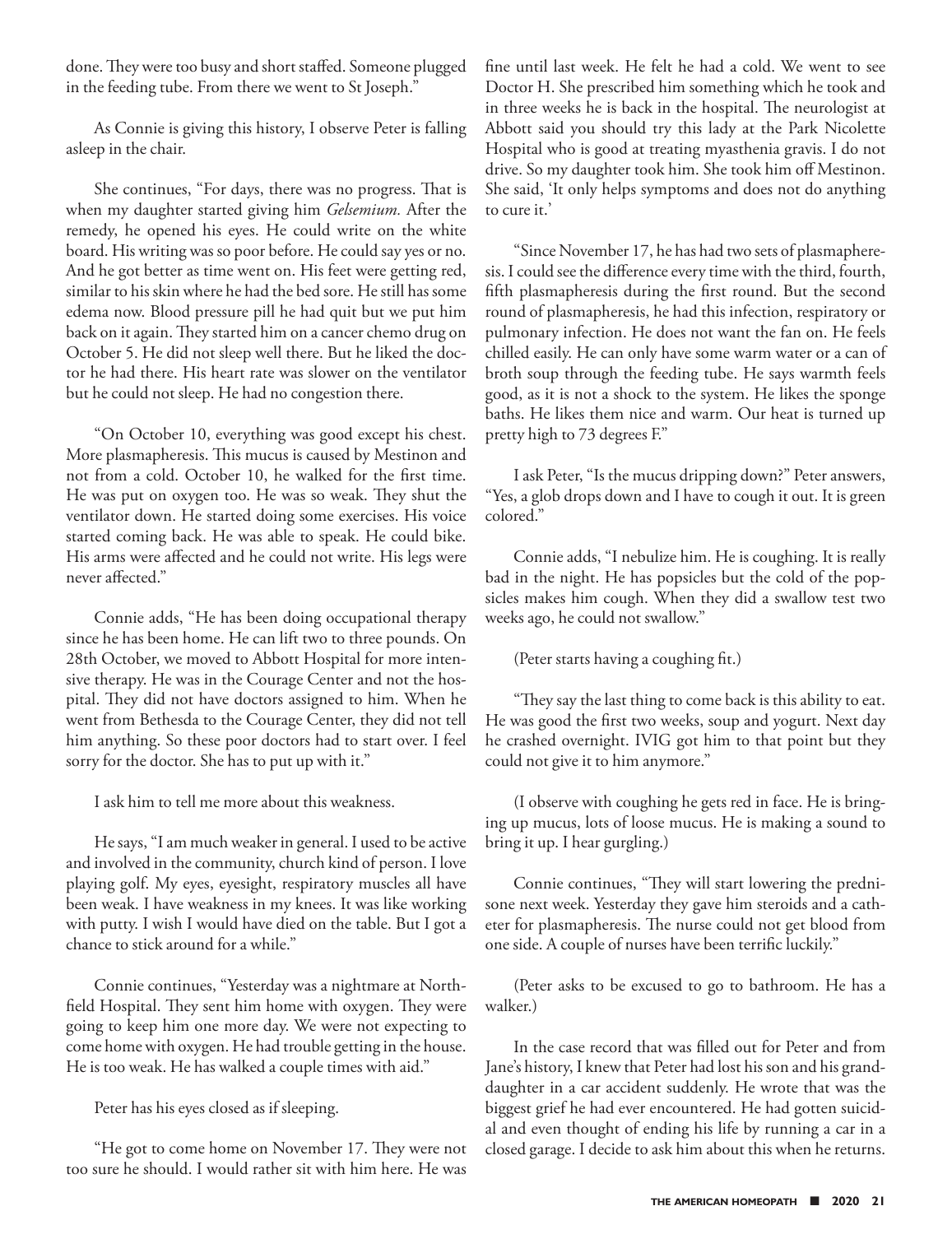done. They were too busy and short staffed. Someone plugged in the feeding tube. From there we went to St Joseph."

As Connie is giving this history, I observe Peter is falling asleep in the chair.

She continues, "For days, there was no progress. That is when my daughter started giving him *Gelsemium.* After the remedy, he opened his eyes. He could write on the white board. His writing was so poor before. He could say yes or no. And he got better as time went on. His feet were getting red, similar to his skin where he had the bed sore. He still has some edema now. Blood pressure pill he had quit but we put him back on it again. They started him on a cancer chemo drug on October 5. He did not sleep well there. But he liked the doctor he had there. His heart rate was slower on the ventilator but he could not sleep. He had no congestion there.

"On October 10, everything was good except his chest. More plasmapheresis. This mucus is caused by Mestinon and not from a cold. October 10, he walked for the first time. He was put on oxygen too. He was so weak. They shut the ventilator down. He started doing some exercises. His voice started coming back. He was able to speak. He could bike. His arms were affected and he could not write. His legs were never affected."

Connie adds, "He has been doing occupational therapy since he has been home. He can lift two to three pounds. On 28th October, we moved to Abbott Hospital for more intensive therapy. He was in the Courage Center and not the hospital. They did not have doctors assigned to him. When he went from Bethesda to the Courage Center, they did not tell him anything. So these poor doctors had to start over. I feel sorry for the doctor. She has to put up with it."

I ask him to tell me more about this weakness.

He says, "I am much weaker in general. I used to be active and involved in the community, church kind of person. I love playing golf. My eyes, eyesight, respiratory muscles all have been weak. I have weakness in my knees. It was like working with putty. I wish I would have died on the table. But I got a chance to stick around for a while."

Connie continues, "Yesterday was a nightmare at Northfield Hospital. They sent him home with oxygen. They were going to keep him one more day. We were not expecting to come home with oxygen. He had trouble getting in the house. He is too weak. He has walked a couple times with aid."

Peter has his eyes closed as if sleeping.

"He got to come home on November 17. They were not too sure he should. I would rather sit with him here. He was fine until last week. He felt he had a cold. We went to see Doctor H. She prescribed him something which he took and in three weeks he is back in the hospital. The neurologist at Abbott said you should try this lady at the Park Nicolette Hospital who is good at treating myasthenia gravis. I do not drive. So my daughter took him. She took him off Mestinon. She said, 'It only helps symptoms and does not do anything to cure it.'

"Since November 17, he has had two sets of plasmapheresis. I could see the difference every time with the third, fourth, fifth plasmapheresis during the first round. But the second round of plasmapheresis, he had this infection, respiratory or pulmonary infection. He does not want the fan on. He feels chilled easily. He can only have some warm water or a can of broth soup through the feeding tube. He says warmth feels good, as it is not a shock to the system. He likes the sponge baths. He likes them nice and warm. Our heat is turned up pretty high to 73 degrees F."

I ask Peter, "Is the mucus dripping down?" Peter answers, "Yes, a glob drops down and I have to cough it out. It is green colored."

Connie adds, "I nebulize him. He is coughing. It is really bad in the night. He has popsicles but the cold of the popsicles makes him cough. When they did a swallow test two weeks ago, he could not swallow."

(Peter starts having a coughing fit.)

"They say the last thing to come back is this ability to eat. He was good the first two weeks, soup and yogurt. Next day he crashed overnight. IVIG got him to that point but they could not give it to him anymore."

(I observe with coughing he gets red in face. He is bringing up mucus, lots of loose mucus. He is making a sound to bring it up. I hear gurgling.)

Connie continues, "They will start lowering the prednisone next week. Yesterday they gave him steroids and a catheter for plasmapheresis. The nurse could not get blood from one side. A couple of nurses have been terrific luckily."

(Peter asks to be excused to go to bathroom. He has a walker.)

In the case record that was filled out for Peter and from Jane's history, I knew that Peter had lost his son and his granddaughter in a car accident suddenly. He wrote that was the biggest grief he had ever encountered. He had gotten suicidal and even thought of ending his life by running a car in a closed garage. I decide to ask him about this when he returns.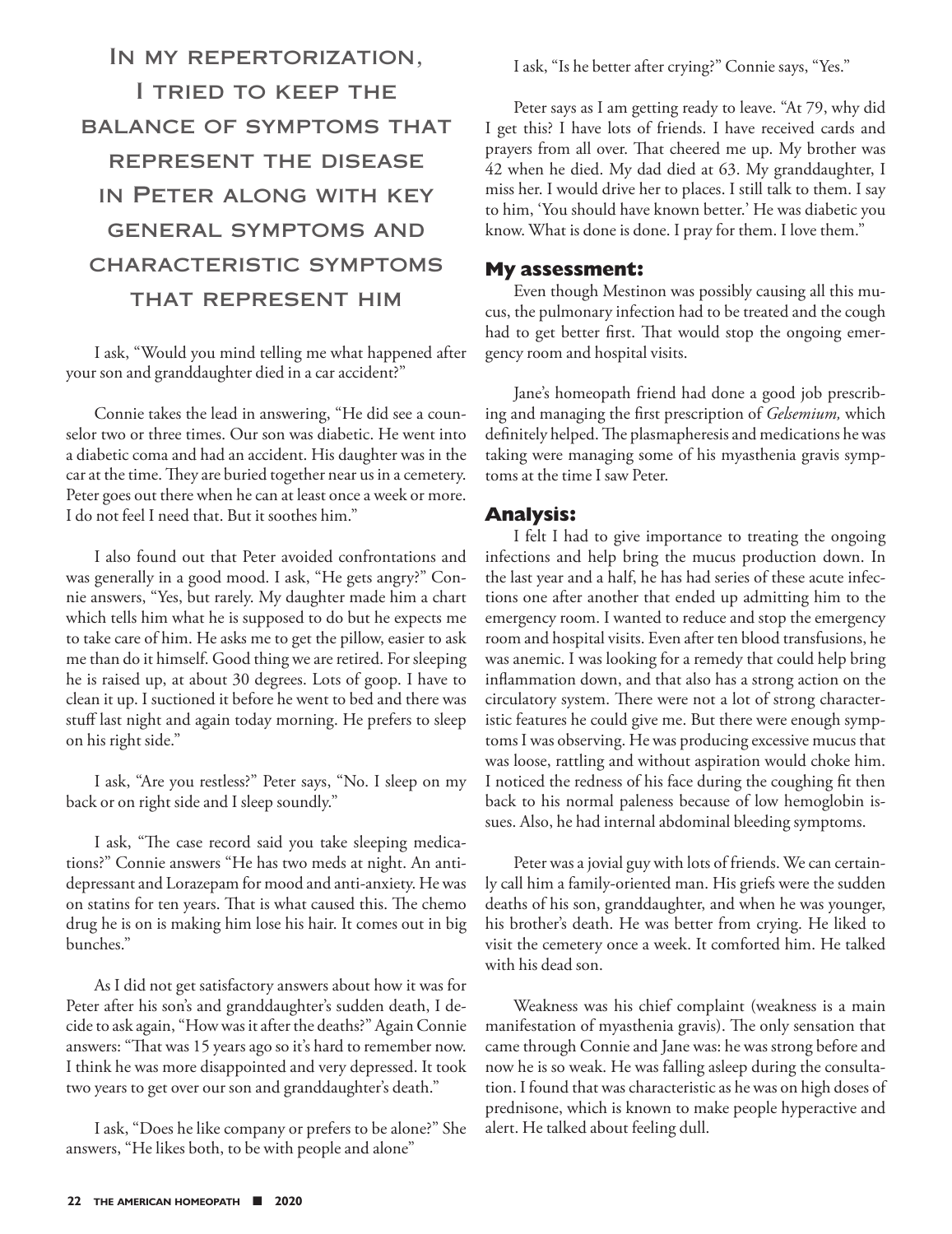> In my repertorization, I tried to keep the balance of symptoms that represent the disease in Peter along with key general symptoms and characteristic symptoms that represent him

I ask, "Would you mind telling me what happened after your son and granddaughter died in a car accident?"

Connie takes the lead in answering, "He did see a counselor two or three times. Our son was diabetic. He went into a diabetic coma and had an accident. His daughter was in the car at the time. They are buried together near us in a cemetery. Peter goes out there when he can at least once a week or more. I do not feel I need that. But it soothes him."

I also found out that Peter avoided confrontations and was generally in a good mood. I ask, "He gets angry?" Connie answers, "Yes, but rarely. My daughter made him a chart which tells him what he is supposed to do but he expects me to take care of him. He asks me to get the pillow, easier to ask me than do it himself. Good thing we are retired. For sleeping he is raised up, at about 30 degrees. Lots of goop. I have to clean it up. I suctioned it before he went to bed and there was stuff last night and again today morning. He prefers to sleep on his right side."

I ask, "Are you restless?" Peter says, "No. I sleep on my back or on right side and I sleep soundly."

I ask, "The case record said you take sleeping medications?" Connie answers "He has two meds at night. An antidepressant and Lorazepam for mood and anti-anxiety. He was on statins for ten years. That is what caused this. The chemo drug he is on is making him lose his hair. It comes out in big bunches."

As I did not get satisfactory answers about how it was for Peter after his son's and granddaughter's sudden death, I decide to ask again, "How was it after the deaths?" Again Connie answers: "That was 15 years ago so it's hard to remember now. I think he was more disappointed and very depressed. It took two years to get over our son and granddaughter's death."

I ask, "Does he like company or prefers to be alone?" She answers, "He likes both, to be with people and alone"

I ask, "Is he better after crying?" Connie says, "Yes."

Peter says as I am getting ready to leave. "At 79, why did I get this? I have lots of friends. I have received cards and prayers from all over. That cheered me up. My brother was 42 when he died. My dad died at 63. My granddaughter, I miss her. I would drive her to places. I still talk to them. I say to him, 'You should have known better.' He was diabetic you know. What is done is done. I pray for them. I love them."

## My assessment:

Even though Mestinon was possibly causing all this mucus, the pulmonary infection had to be treated and the cough had to get better first. That would stop the ongoing emergency room and hospital visits.

Jane's homeopath friend had done a good job prescribing and managing the first prescription of *Gelsemium,* which definitely helped. The plasmapheresis and medications he was taking were managing some of his myasthenia gravis symptoms at the time I saw Peter.

## Analysis:

I felt I had to give importance to treating the ongoing infections and help bring the mucus production down. In the last year and a half, he has had series of these acute infections one after another that ended up admitting him to the emergency room. I wanted to reduce and stop the emergency room and hospital visits. Even after ten blood transfusions, he was anemic. I was looking for a remedy that could help bring inflammation down, and that also has a strong action on the circulatory system. There were not a lot of strong characteristic features he could give me. But there were enough symptoms I was observing. He was producing excessive mucus that was loose, rattling and without aspiration would choke him. I noticed the redness of his face during the coughing fit then back to his normal paleness because of low hemoglobin issues. Also, he had internal abdominal bleeding symptoms.

Peter was a jovial guy with lots of friends. We can certainly call him a family-oriented man. His griefs were the sudden deaths of his son, granddaughter, and when he was younger, his brother's death. He was better from crying. He liked to visit the cemetery once a week. It comforted him. He talked with his dead son.

Weakness was his chief complaint (weakness is a main manifestation of myasthenia gravis). The only sensation that came through Connie and Jane was: he was strong before and now he is so weak. He was falling asleep during the consultation. I found that was characteristic as he was on high doses of prednisone, which is known to make people hyperactive and alert. He talked about feeling dull.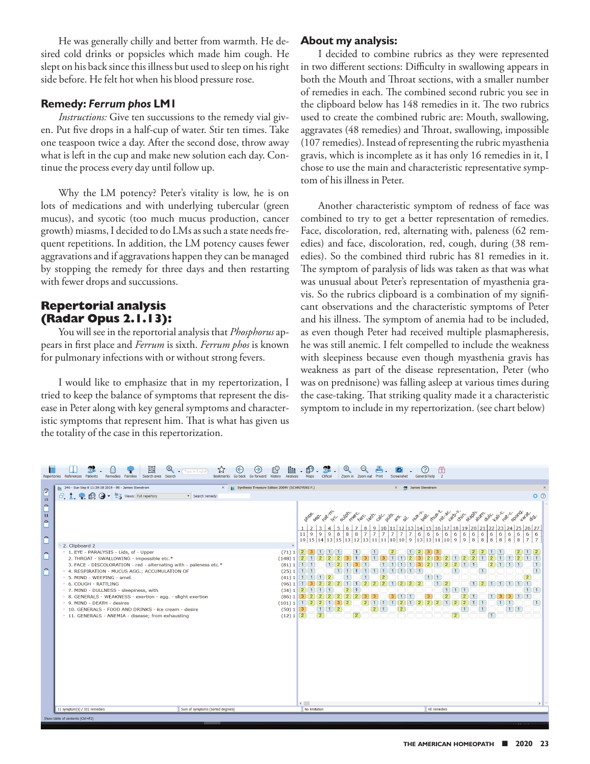He was generally chilly and better from warmth. He desired cold drinks or popsicles which made him cough. He slept on his back since this illness but used to sleep on his right side before. He felt hot when his blood pressure rose.

### Remedy: *Ferrum phos* LM1

*Instructions:* Give ten succussions to the remedy vial given. Put five drops in a half-cup of water. Stir ten times. Take one teaspoon twice a day. After the second dose, throw away what is left in the cup and make new solution each day. Continue the process every day until follow up.

Why the LM potency? Peter's vitality is low, he is on lots of medications and with underlying tubercular (green mucus), and sycotic (too much mucus production, cancer growth) miasms, I decided to do LMs as such a state needs frequent repetitions. In addition, the LM potency causes fewer aggravations and if aggravations happen they can be managed by stopping the remedy for three days and then restarting with fewer drops and succussions.

## Repertorial analysis (Radar Opus 2.1.13):

You will see in the reportorial analysis that *Phosphorus* appears in first place and *Ferrum* is sixth. *Ferrum phos* is known for pulmonary infections with or without strong fevers.

I would like to emphasize that in my repertorization, I tried to keep the balance of symptoms that represent the disease in Peter along with key general symptoms and characteristic symptoms that represent him. That is what has given us the totality of the case in this repertorization.

### About my analysis:

I decided to combine rubrics as they were represented in two different sections: Difficulty in swallowing appears in both the Mouth and Throat sections, with a smaller number of remedies in each. The combined second rubric you see in the clipboard below has 148 remedies in it. The two rubrics used to create the combined rubric are: Mouth, swallowing, aggravates (48 remedies) and Throat, swallowing, impossible (107 remedies). Instead of representing the rubric myasthenia gravis, which is incomplete as it has only 16 remedies in it, I chose to use the main and characteristic representative symptom of his illness in Peter.

Another characteristic symptom of redness of face was combined to try to get a better representation of remedies. Face, discoloration, red, alternating with, paleness (62 remedies) and face, discoloration, red, cough, during (38 remedies). So the combined third rubric has 81 remedies in it. The symptom of paralysis of lids was taken as that was what was unusual about Peter's representation of myasthenia gravis. So the rubrics clipboard is a combination of my significant observations and the characteristic symptoms of Peter and his illness. The symptom of anemia had to be included, as even though Peter had received multiple plasmapheresis, he was still anemic. I felt compelled to include the weakness with sleepiness because even though myasthenia gravis has weakness as part of the disease representation, Peter (who was on prednisone) was falling asleep at various times during the case-taking. That striking quality made it a characteristic symptom to include in my repertorization. (see chart below)

| Rubric | Remedies |
|---|---|
| 1. EYE - PARALYSIS - Lids, of - Upper | (71) |
| 2. THROAT - SWALLOWING - impossible etc.* | (148) |
| 3. FACE - DISCOLORATION - red - alternating with - paleness etc.* | (81) |
| 4. RESPIRATION - MUCUS AGG.; ACCUMULATION OF | (25) |
| 5. MIND - WEEPING - amel. | (41) |
| 6. COUGH - RATTLING | (96) |
| 7. MIND - DULLNESS - sleepiness, with | (34) |
| 8. GENERALS - WEAKNESS - exertion - agg. - slight exertion | (86) |
| 9. MIND - DEATH - desires | (101) |
| 10. GENERALS - FOOD AND DRINKS - ice cream - desire | (50) |
| 11. GENERALS - ANEMIA - disease; from exhausting | (12) |

| Rank | 1 | 2 | 3 | 4 | 5 | 6 | 7 | 8 | 9 | 10 | 11 | 12 | 13 | 14 | 15 | 16 | 17 | 18 | 19 | 20 | 21 | 22 | 23 | 24 | 25 | 26 | 27 |
|---|---|---|---|---|---|---|---|---|---|---|---|---|---|---|---|---|---|---|---|---|---|---|---|---|---|---|---|
| Remedy | phos. | sep. | nat-m. | lyc. | sulph. | merc. | ferr. | lach. | calc. | puls. | ars. | sil. | nux-v. | bell. | rhus-t. | nit-ac. | carb-v. | chin. | staph. | alum. | dulc. | kali-c. | nat-c. | spong. | verat. | dig. | |
| Symptoms | 11 | 9 | 9 | 9 | 8 | 8 | 8 | 7 | 7 | 7 | 7 | 7 | 7 | 6 | 6 | 6 | 6 | 6 | 6 | 6 | 6 | 6 | 6 | 6 | 6 | 6 | 6 |
| Degrees | 19 | 15 | 14 | 13 | 15 | 13 | 12 | 13 | 11 | 11 | 10 | 10 | 9 | 13 | 13 | 11 | 10 | 9 | 9 | 8 | 8 | 8 | 8 | 8 | 8 | 7 | 7 |

11 symptom(s) / 331 remedies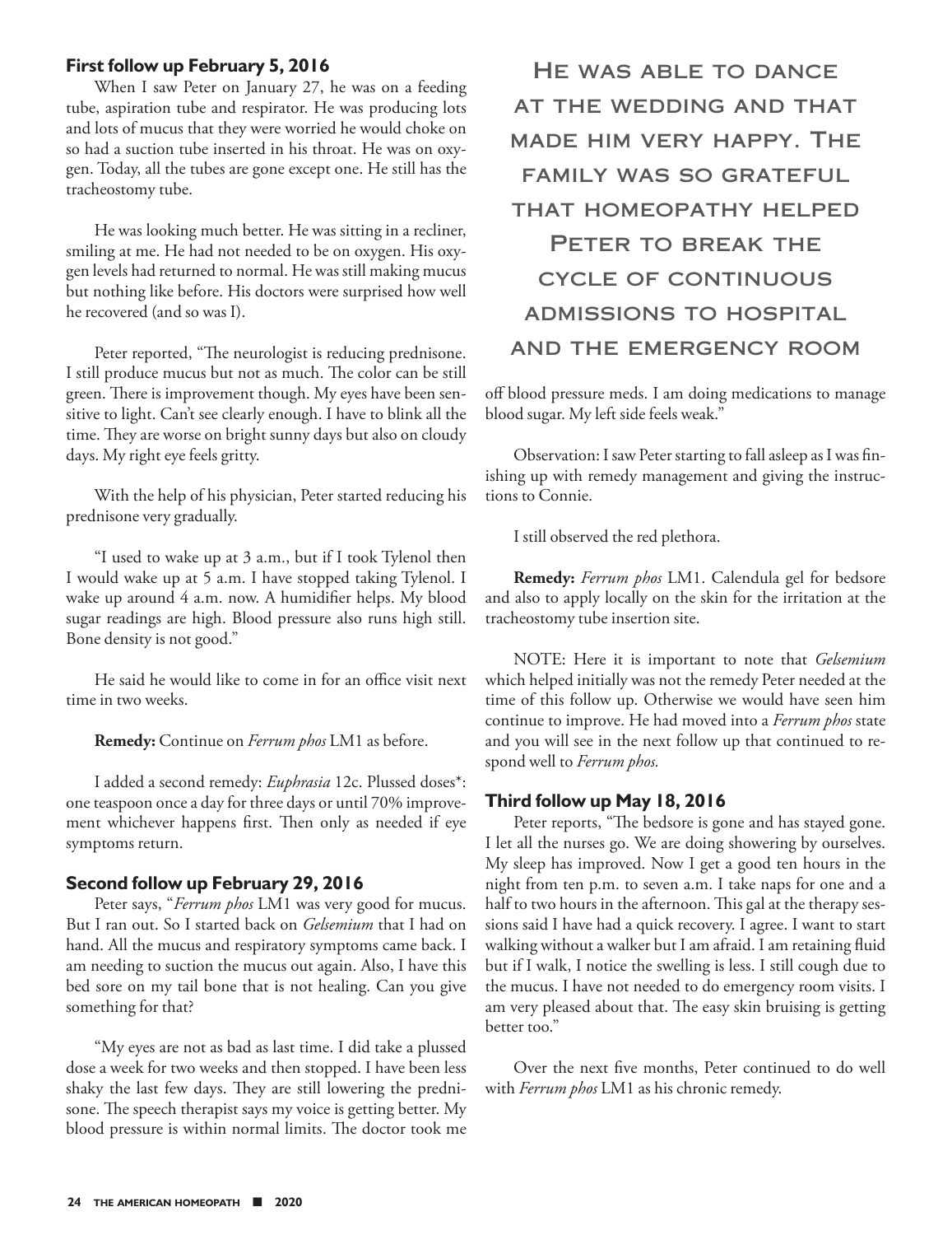### First follow up February 5, 2016

When I saw Peter on January 27, he was on a feeding tube, aspiration tube and respirator. He was producing lots and lots of mucus that they were worried he would choke on so had a suction tube inserted in his throat. He was on oxygen. Today, all the tubes are gone except one. He still has the tracheostomy tube.

He was looking much better. He was sitting in a recliner, smiling at me. He had not needed to be on oxygen. His oxygen levels had returned to normal. He was still making mucus but nothing like before. His doctors were surprised how well he recovered (and so was I).

Peter reported, "The neurologist is reducing prednisone. I still produce mucus but not as much. The color can be still green. There is improvement though. My eyes have been sensitive to light. Can't see clearly enough. I have to blink all the time. They are worse on bright sunny days but also on cloudy days. My right eye feels gritty.

With the help of his physician, Peter started reducing his prednisone very gradually.

"I used to wake up at 3 a.m., but if I took Tylenol then I would wake up at 5 a.m. I have stopped taking Tylenol. I wake up around 4 a.m. now. A humidifier helps. My blood sugar readings are high. Blood pressure also runs high still. Bone density is not good."

He said he would like to come in for an office visit next time in two weeks.

**Remedy:** Continue on *Ferrum phos* LM1 as before.

I added a second remedy: *Euphrasia* 12c. Plussed doses*: one teaspoon once a day for three days or until 70% improvement whichever happens first. Then only as needed if eye symptoms return.

### Second follow up February 29, 2016

Peter says, "*Ferrum phos* LM1 was very good for mucus. But I ran out. So I started back on *Gelsemium* that I had on hand. All the mucus and respiratory symptoms came back. I am needing to suction the mucus out again. Also, I have this bed sore on my tail bone that is not healing. Can you give something for that?

"My eyes are not as bad as last time. I did take a plussed dose a week for two weeks and then stopped. I have been less shaky the last few days. They are still lowering the prednisone. The speech therapist says my voice is getting better. My blood pressure is within normal limits. The doctor took me off blood pressure meds. I am doing medications to manage blood sugar. My left side feels weak."

> He was able to dance at the wedding and that made him very happy. The family was so grateful that homeopathy helped Peter to break the cycle of continuous admissions to hospital and the emergency room

Observation: I saw Peter starting to fall asleep as I was finishing up with remedy management and giving the instructions to Connie.

I still observed the red plethora.

**Remedy:** *Ferrum phos* LM1. Calendula gel for bedsore and also to apply locally on the skin for the irritation at the tracheostomy tube insertion site.

NOTE: Here it is important to note that *Gelsemium* which helped initially was not the remedy Peter needed at the time of this follow up. Otherwise we would have seen him continue to improve. He had moved into a *Ferrum phos* state and you will see in the next follow up that continued to respond well to *Ferrum phos.*

### Third follow up May 18, 2016

Peter reports, "The bedsore is gone and has stayed gone. I let all the nurses go. We are doing showering by ourselves. My sleep has improved. Now I get a good ten hours in the night from ten p.m. to seven a.m. I take naps for one and a half to two hours in the afternoon. This gal at the therapy sessions said I have had a quick recovery. I agree. I want to start walking without a walker but I am afraid. I am retaining fluid but if I walk, I notice the swelling is less. I still cough due to the mucus. I have not needed to do emergency room visits. I am very pleased about that. The easy skin bruising is getting better too."

Over the next five months, Peter continued to do well with *Ferrum phos* LM1 as his chronic remedy.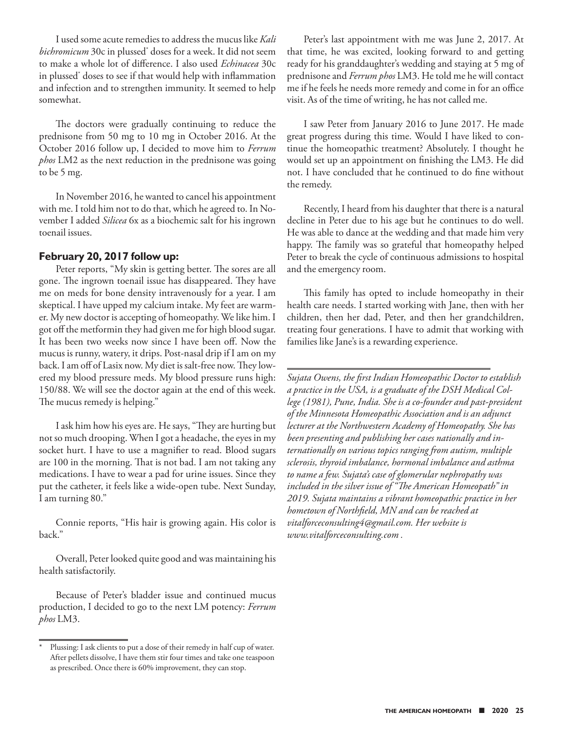I used some acute remedies to address the mucus like *Kali bichromicum* 30c in plussed* doses for a week. It did not seem to make a whole lot of difference. I also used *Echinacea* 30c in plussed* doses to see if that would help with inflammation and infection and to strengthen immunity. It seemed to help somewhat.

The doctors were gradually continuing to reduce the prednisone from 50 mg to 10 mg in October 2016. At the October 2016 follow up, I decided to move him to *Ferrum phos* LM2 as the next reduction in the prednisone was going to be 5 mg.

In November 2016, he wanted to cancel his appointment with me. I told him not to do that, which he agreed to. In November I added *Silicea* 6x as a biochemic salt for his ingrown toenail issues.

### February 20, 2017 follow up:

Peter reports, "My skin is getting better. The sores are all gone. The ingrown toenail issue has disappeared. They have me on meds for bone density intravenously for a year. I am skeptical. I have upped my calcium intake. My feet are warmer. My new doctor is accepting of homeopathy. We like him. I got off the metformin they had given me for high blood sugar. It has been two weeks now since I have been off. Now the mucus is runny, watery, it drips. Post-nasal drip if I am on my back. I am off of Lasix now. My diet is salt-free now. They lowered my blood pressure meds. My blood pressure runs high: 150/88. We will see the doctor again at the end of this week. The mucus remedy is helping."

I ask him how his eyes are. He says, "They are hurting but not so much drooping. When I got a headache, the eyes in my socket hurt. I have to use a magnifier to read. Blood sugars are 100 in the morning. That is not bad. I am not taking any medications. I have to wear a pad for urine issues. Since they put the catheter, it feels like a wide-open tube. Next Sunday, I am turning 80."

Connie reports, "His hair is growing again. His color is back."

Overall, Peter looked quite good and was maintaining his health satisfactorily.

Because of Peter's bladder issue and continued mucus production, I decided to go to the next LM potency: *Ferrum phos* LM3.

Peter's last appointment with me was June 2, 2017. At that time, he was excited, looking forward to and getting ready for his granddaughter's wedding and staying at 5 mg of prednisone and *Ferrum phos* LM3. He told me he will contact me if he feels he needs more remedy and come in for an office visit. As of the time of writing, he has not called me.

I saw Peter from January 2016 to June 2017. He made great progress during this time. Would I have liked to continue the homeopathic treatment? Absolutely. I thought he would set up an appointment on finishing the LM3. He did not. I have concluded that he continued to do fine without the remedy.

Recently, I heard from his daughter that there is a natural decline in Peter due to his age but he continues to do well. He was able to dance at the wedding and that made him very happy. The family was so grateful that homeopathy helped Peter to break the cycle of continuous admissions to hospital and the emergency room.

This family has opted to include homeopathy in their health care needs. I started working with Jane, then with her children, then her dad, Peter, and then her grandchildren, treating four generations. I have to admit that working with families like Jane's is a rewarding experience.

---

*Sujata Owens, the first Indian Homeopathic Doctor to establish a practice in the USA, is a graduate of the DSH Medical College (1981), Pune, India. She is a co-founder and past-president of the Minnesota Homeopathic Association and is an adjunct lecturer at the Northwestern Academy of Homeopathy. She has been presenting and publishing her cases nationally and internationally on various topics ranging from autism, multiple sclerosis, thyroid imbalance, hormonal imbalance and asthma to name a few. Sujata's case of glomerular nephropathy was included in the silver issue of "The American Homeopath" in 2019. Sujata maintains a vibrant homeopathic practice in her hometown of Northfield, MN and can be reached at vitalforceconsulting4@gmail.com. Her website is www.vitalforceconsulting.com .*

---

\* Plussing: I ask clients to put a dose of their remedy in half cup of water. After pellets dissolve, I have them stir four times and take one teaspoon as prescribed. Once there is 60% improvement, they can stop.